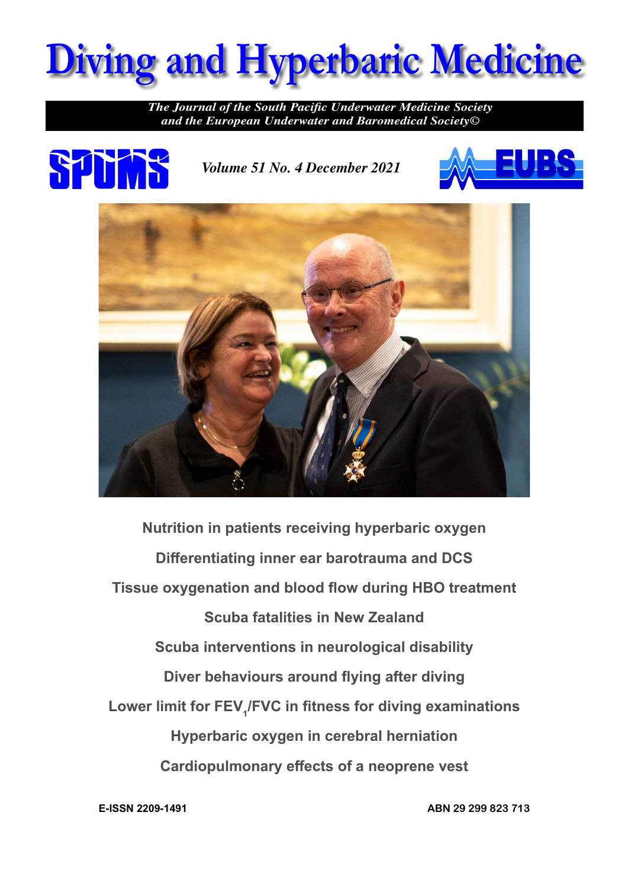# Diving and Hyperbaric Medicine

*The Journal of the South Pacific Underwater Medicine Society and the European Underwater and Baromedical Society©*

SPUMS

*Volume 51 No. 4 December 2021*

EUBS

**Nutrition in patients receiving hyperbaric oxygen**

**Differentiating inner ear barotrauma and DCS**

**Tissue oxygenation and blood flow during HBO treatment**

**Scuba fatalities in New Zealand**

**Scuba interventions in neurological disability**

**Diver behaviours around flying after diving**

**Lower limit for $FEV_1/FVC$ in fitness for diving examinations**

**Hyperbaric oxygen in cerebral herniation**

**Cardiopulmonary effects of a neoprene vest**

**E-ISSN 2209-1491**

**ABN 29 299 823 713**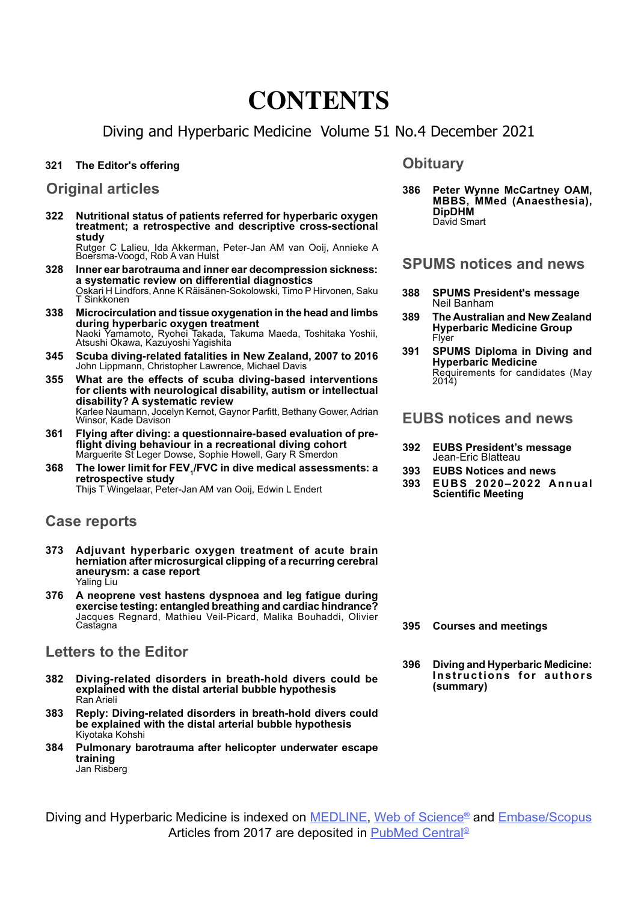# CONTENTS

Diving and Hyperbaric Medicine Volume 51 No.4 December 2021

**321 The Editor's offering**

## Original articles

**322 Nutritional status of patients referred for hyperbaric oxygen treatment; a retrospective and descriptive cross-sectional study**
Rutger C Lalieu, Ida Akkerman, Peter-Jan AM van Ooij, Annieke A Boersma-Voogd, Rob A van Hulst

**328 Inner ear barotrauma and inner ear decompression sickness: a systematic review on differential diagnostics**
Oskari H Lindfors, Anne K Räisänen-Sokolowski, Timo P Hirvonen, Saku T Sinkkonen

**338 Microcirculation and tissue oxygenation in the head and limbs during hyperbaric oxygen treatment**
Naoki Yamamoto, Ryohei Takada, Takuma Maeda, Toshitaka Yoshii, Atsushi Okawa, Kazuyoshi Yagishita

**345 Scuba diving-related fatalities in New Zealand, 2007 to 2016**
John Lippmann, Christopher Lawrence, Michael Davis

**355 What are the effects of scuba diving-based interventions for clients with neurological disability, autism or intellectual disability? A systematic review**
Karlee Naumann, Jocelyn Kernot, Gaynor Parfitt, Bethany Gower, Adrian Winsor, Kade Davison

**361 Flying after diving: a questionnaire-based evaluation of pre-flight diving behaviour in a recreational diving cohort**
Marguerite St Leger Dowse, Sophie Howell, Gary R Smerdon

**368 The lower limit for $FEV_1$/FVC in dive medical assessments: a retrospective study**
Thijs T Wingelaar, Peter-Jan AM van Ooij, Edwin L Endert

## Case reports

**373 Adjuvant hyperbaric oxygen treatment of acute brain herniation after microsurgical clipping of a recurring cerebral aneurysm: a case report**
Yaling Liu

**376 A neoprene vest hastens dyspnoea and leg fatigue during exercise testing: entangled breathing and cardiac hindrance?**
Jacques Regnard, Mathieu Veil-Picard, Malika Bouhaddi, Olivier Castagna

## Letters to the Editor

**382 Diving-related disorders in breath-hold divers could be explained with the distal arterial bubble hypothesis**
Ran Arieli

**383 Reply: Diving-related disorders in breath-hold divers could be explained with the distal arterial bubble hypothesis**
Kiyotaka Kohshi

**384 Pulmonary barotrauma after helicopter underwater escape training**
Jan Risberg

## Obituary

**386 Peter Wynne McCartney OAM, MBBS, MMed (Anaesthesia), DipDHM**
David Smart

## SPUMS notices and news

**388 SPUMS President's message**
Neil Banham

**389 The Australian and New Zealand Hyperbaric Medicine Group**
Flyer

**391 SPUMS Diploma in Diving and Hyperbaric Medicine**
Requirements for candidates (May 2014)

## EUBS notices and news

**392 EUBS President's message**
Jean-Eric Blatteau

**393 EUBS Notices and news**

**393 EUBS 2020–2022 Annual Scientific Meeting**

**395 Courses and meetings**

**396 Diving and Hyperbaric Medicine: Instructions for authors (summary)**

Diving and Hyperbaric Medicine is indexed on MEDLINE, Web of Science® and Embase/Scopus
Articles from 2017 are deposited in PubMed Central®